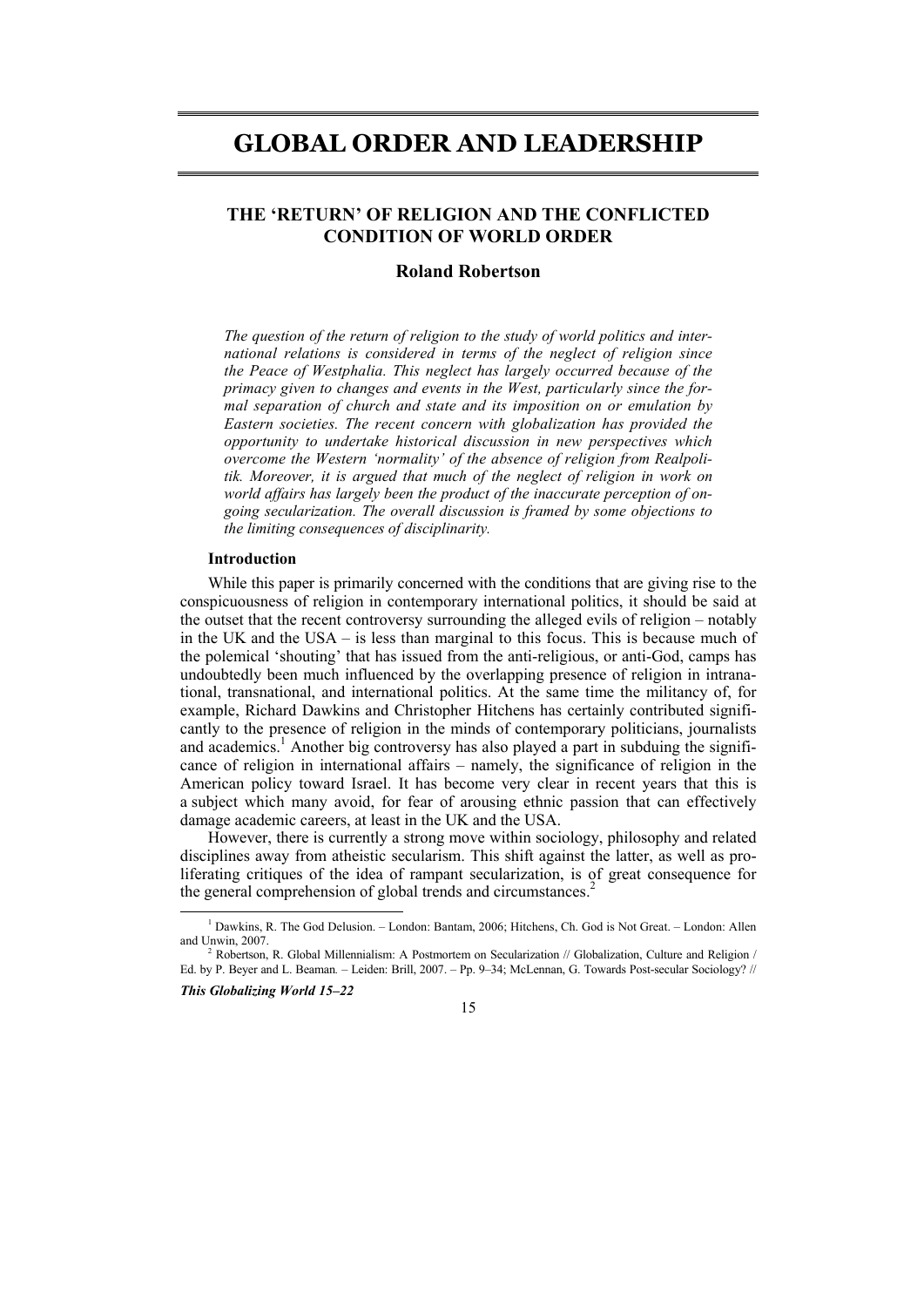# GLOBAL ORDER AND LEADERSHIP

## THE 'RETURN' OF RELIGION AND THE CONFLICTED CONDITION OF WORLD ORDER

### Roland Robertson

*The question of the return of religion to the study of world politics and international relations is considered in terms of the neglect of religion since the Peace of Westphalia. This neglect has largely occurred because of the primacy given to changes and events in the West, particularly since the formal separation of church and state and its imposition on or emulation by Eastern societies. The recent concern with globalization has provided the opportunity to undertake historical discussion in new perspectives which overcome the Western 'normality' of the absence of religion from Realpolitik. Moreover, it is argued that much of the neglect of religion in work on world affairs has largely been the product of the inaccurate perception of ongoing secularization. The overall discussion is framed by some objections to the limiting consequences of disciplinarity.*

#### Introduction

While this paper is primarily concerned with the conditions that are giving rise to the conspicuousness of religion in contemporary international politics, it should be said at the outset that the recent controversy surrounding the alleged evils of religion – notably in the UK and the USA – is less than marginal to this focus. This is because much of the polemical 'shouting' that has issued from the anti-religious, or anti-God, camps has undoubtedly been much influenced by the overlapping presence of religion in intranational, transnational, and international politics. At the same time the militancy of, for example, Richard Dawkins and Christopher Hitchens has certainly contributed significantly to the presence of religion in the minds of contemporary politicians, journalists and academics.[1] Another big controversy has also played a part in subduing the significance of religion in international affairs – namely, the significance of religion in the American policy toward Israel. It has become very clear in recent years that this is a subject which many avoid, for fear of arousing ethnic passion that can effectively damage academic careers, at least in the UK and the USA.

However, there is currently a strong move within sociology, philosophy and related disciplines away from atheistic secularism. This shift against the latter, as well as proliferating critiques of the idea of rampant secularization, is of great consequence for the general comprehension of global trends and circumstances.[2]

[1] Dawkins, R. The God Delusion. – London: Bantam, 2006; Hitchens, Ch. God is Not Great. – London: Allen and Unwin, 2007.

[2] Robertson, R. Global Millennialism: A Postmortem on Secularization // Globalization, Culture and Religion / Ed. by P. Beyer and L. Beaman. – Leiden: Brill, 2007. – Pp. 9–34; McLennan, G. Towards Post-secular Sociology? //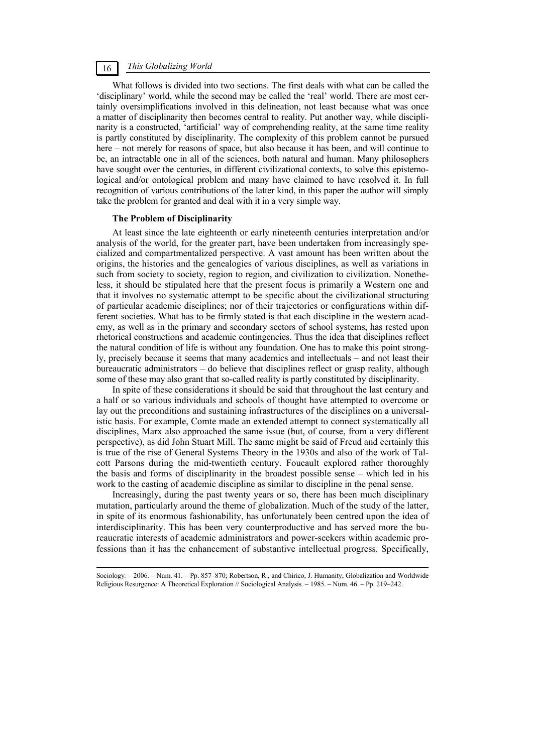What follows is divided into two sections. The first deals with what can be called the 'disciplinary' world, while the second may be called the 'real' world. There are most certainly oversimplifications involved in this delineation, not least because what was once a matter of disciplinarity then becomes central to reality. Put another way, while disciplinarity is a constructed, 'artificial' way of comprehending reality, at the same time reality is partly constituted by disciplinarity. The complexity of this problem cannot be pursued here – not merely for reasons of space, but also because it has been, and will continue to be, an intractable one in all of the sciences, both natural and human. Many philosophers have sought over the centuries, in different civilizational contexts, to solve this epistemological and/or ontological problem and many have claimed to have resolved it. In full recognition of various contributions of the latter kind, in this paper the author will simply take the problem for granted and deal with it in a very simple way.

### The Problem of Disciplinarity

At least since the late eighteenth or early nineteenth centuries interpretation and/or analysis of the world, for the greater part, have been undertaken from increasingly specialized and compartmentalized perspective. A vast amount has been written about the origins, the histories and the genealogies of various disciplines, as well as variations in such from society to society, region to region, and civilization to civilization. Nonetheless, it should be stipulated here that the present focus is primarily a Western one and that it involves no systematic attempt to be specific about the civilizational structuring of particular academic disciplines; nor of their trajectories or configurations within different societies. What has to be firmly stated is that each discipline in the western academy, as well as in the primary and secondary sectors of school systems, has rested upon rhetorical constructions and academic contingencies. Thus the idea that disciplines reflect the natural condition of life is without any foundation. One has to make this point strongly, precisely because it seems that many academics and intellectuals – and not least their bureaucratic administrators – do believe that disciplines reflect or grasp reality, although some of these may also grant that so-called reality is partly constituted by disciplinarity.

In spite of these considerations it should be said that throughout the last century and a half or so various individuals and schools of thought have attempted to overcome or lay out the preconditions and sustaining infrastructures of the disciplines on a universalistic basis. For example, Comte made an extended attempt to connect systematically all disciplines, Marx also approached the same issue (but, of course, from a very different perspective), as did John Stuart Mill. The same might be said of Freud and certainly this is true of the rise of General Systems Theory in the 1930s and also of the work of Talcott Parsons during the mid-twentieth century. Foucault explored rather thoroughly the basis and forms of disciplinarity in the broadest possible sense – which led in his work to the casting of academic discipline as similar to discipline in the penal sense.

Increasingly, during the past twenty years or so, there has been much disciplinary mutation, particularly around the theme of globalization. Much of the study of the latter, in spite of its enormous fashionability, has unfortunately been centred upon the idea of interdisciplinarity. This has been very counterproductive and has served more the bureaucratic interests of academic administrators and power-seekers within academic professions than it has the enhancement of substantive intellectual progress. Specifically,

Sociology. – 2006. – Num. 41. – Pp. 857–870; Robertson, R., and Chirico, J. Humanity, Globalization and Worldwide Religious Resurgence: A Theoretical Exploration // Sociological Analysis. – 1985. – Num. 46. – Pp. 219–242.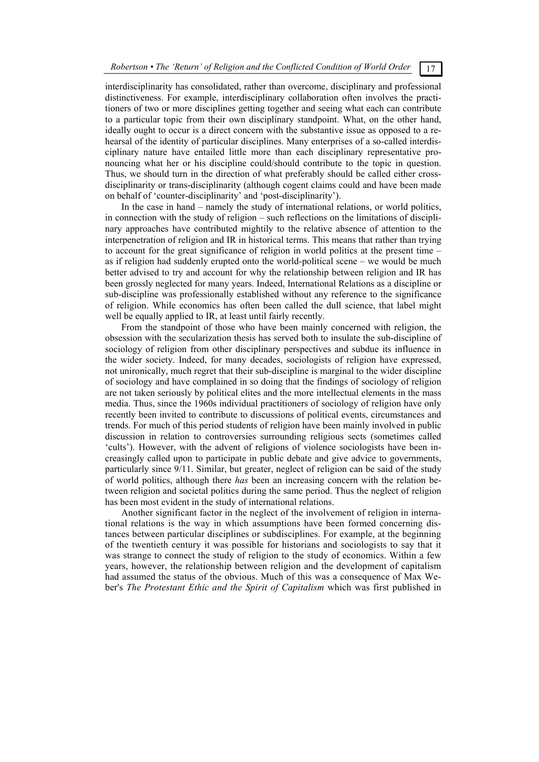interdisciplinarity has consolidated, rather than overcome, disciplinary and professional distinctiveness. For example, interdisciplinary collaboration often involves the practitioners of two or more disciplines getting together and seeing what each can contribute to a particular topic from their own disciplinary standpoint. What, on the other hand, ideally ought to occur is a direct concern with the substantive issue as opposed to a rehearsal of the identity of particular disciplines. Many enterprises of a so-called interdisciplinary nature have entailed little more than each disciplinary representative pronouncing what her or his discipline could/should contribute to the topic in question. Thus, we should turn in the direction of what preferably should be called either cross-disciplinarity or trans-disciplinarity (although cogent claims could and have been made on behalf of 'counter-disciplinarity' and 'post-disciplinarity').

In the case in hand – namely the study of international relations, or world politics, in connection with the study of religion – such reflections on the limitations of disciplinary approaches have contributed mightily to the relative absence of attention to the interpenetration of religion and IR in historical terms. This means that rather than trying to account for the great significance of religion in world politics at the present time – as if religion had suddenly erupted onto the world-political scene – we would be much better advised to try and account for why the relationship between religion and IR has been grossly neglected for many years. Indeed, International Relations as a discipline or sub-discipline was professionally established without any reference to the significance of religion. While economics has often been called the dull science, that label might well be equally applied to IR, at least until fairly recently.

From the standpoint of those who have been mainly concerned with religion, the obsession with the secularization thesis has served both to insulate the sub-discipline of sociology of religion from other disciplinary perspectives and subdue its influence in the wider society. Indeed, for many decades, sociologists of religion have expressed, not unironically, much regret that their sub-discipline is marginal to the wider discipline of sociology and have complained in so doing that the findings of sociology of religion are not taken seriously by political elites and the more intellectual elements in the mass media. Thus, since the 1960s individual practitioners of sociology of religion have only recently been invited to contribute to discussions of political events, circumstances and trends. For much of this period students of religion have been mainly involved in public discussion in relation to controversies surrounding religious sects (sometimes called 'cults'). However, with the advent of religions of violence sociologists have been increasingly called upon to participate in public debate and give advice to governments, particularly since 9/11. Similar, but greater, neglect of religion can be said of the study of world politics, although there *has* been an increasing concern with the relation between religion and societal politics during the same period. Thus the neglect of religion has been most evident in the study of international relations.

Another significant factor in the neglect of the involvement of religion in international relations is the way in which assumptions have been formed concerning distances between particular disciplines or subdisciplines. For example, at the beginning of the twentieth century it was possible for historians and sociologists to say that it was strange to connect the study of religion to the study of economics. Within a few years, however, the relationship between religion and the development of capitalism had assumed the status of the obvious. Much of this was a consequence of Max Weber's *The Protestant Ethic and the Spirit of Capitalism* which was first published in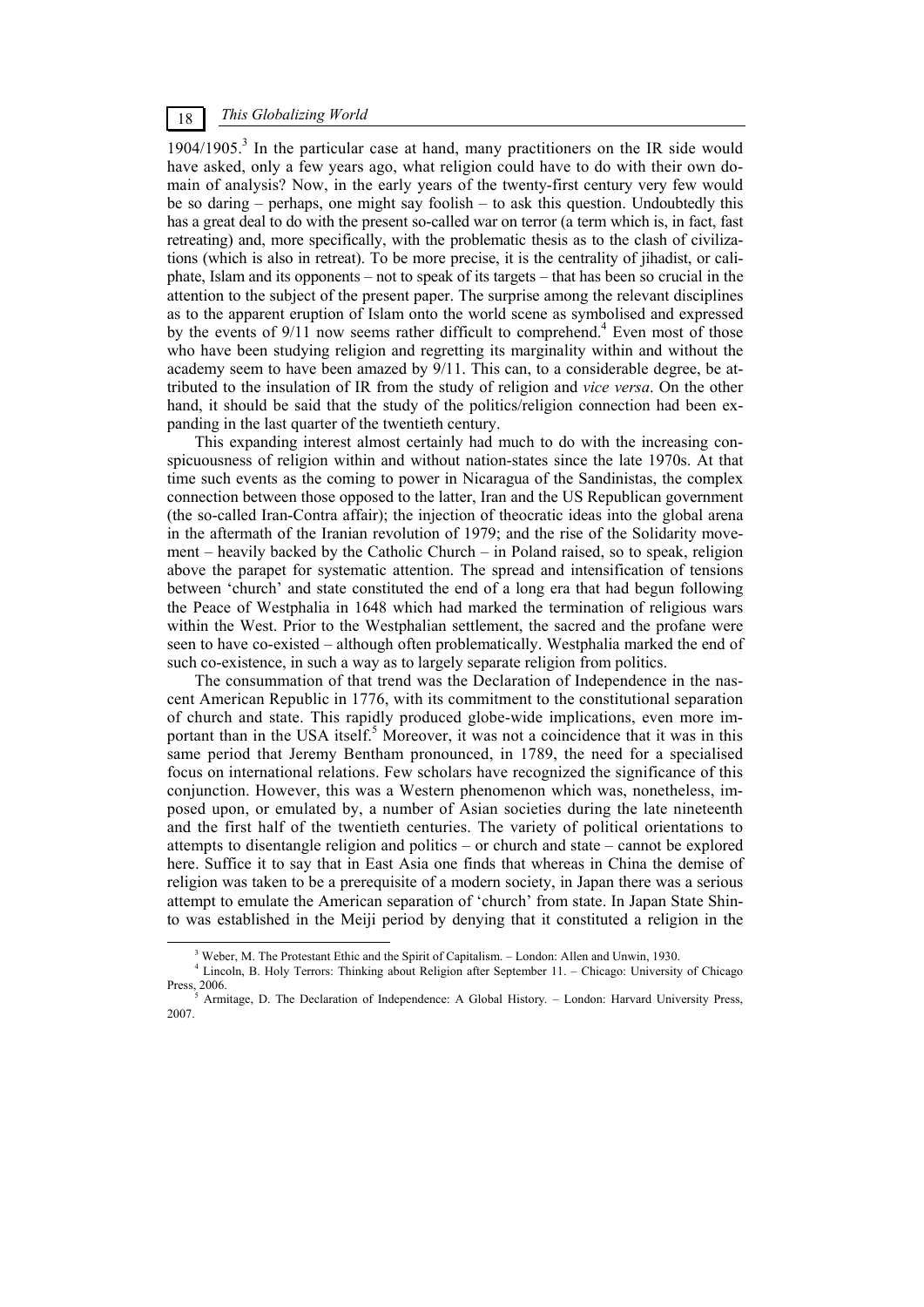1904/1905.[3] In the particular case at hand, many practitioners on the IR side would have asked, only a few years ago, what religion could have to do with their own domain of analysis? Now, in the early years of the twenty-first century very few would be so daring – perhaps, one might say foolish – to ask this question. Undoubtedly this has a great deal to do with the present so-called war on terror (a term which is, in fact, fast retreating) and, more specifically, with the problematic thesis as to the clash of civilizations (which is also in retreat). To be more precise, it is the centrality of jihadist, or caliphate, Islam and its opponents – not to speak of its targets – that has been so crucial in the attention to the subject of the present paper. The surprise among the relevant disciplines as to the apparent eruption of Islam onto the world scene as symbolised and expressed by the events of 9/11 now seems rather difficult to comprehend.[4] Even most of those who have been studying religion and regretting its marginality within and without the academy seem to have been amazed by 9/11. This can, to a considerable degree, be attributed to the insulation of IR from the study of religion and *vice versa*. On the other hand, it should be said that the study of the politics/religion connection had been expanding in the last quarter of the twentieth century.

This expanding interest almost certainly had much to do with the increasing conspicuousness of religion within and without nation-states since the late 1970s. At that time such events as the coming to power in Nicaragua of the Sandinistas, the complex connection between those opposed to the latter, Iran and the US Republican government (the so-called Iran-Contra affair); the injection of theocratic ideas into the global arena in the aftermath of the Iranian revolution of 1979; and the rise of the Solidarity movement – heavily backed by the Catholic Church – in Poland raised, so to speak, religion above the parapet for systematic attention. The spread and intensification of tensions between 'church' and state constituted the end of a long era that had begun following the Peace of Westphalia in 1648 which had marked the termination of religious wars within the West. Prior to the Westphalian settlement, the sacred and the profane were seen to have co-existed – although often problematically. Westphalia marked the end of such co-existence, in such a way as to largely separate religion from politics.

The consummation of that trend was the Declaration of Independence in the nascent American Republic in 1776, with its commitment to the constitutional separation of church and state. This rapidly produced globe-wide implications, even more important than in the USA itself.[5] Moreover, it was not a coincidence that it was in this same period that Jeremy Bentham pronounced, in 1789, the need for a specialised focus on international relations. Few scholars have recognized the significance of this conjunction. However, this was a Western phenomenon which was, nonetheless, imposed upon, or emulated by, a number of Asian societies during the late nineteenth and the first half of the twentieth centuries. The variety of political orientations to attempts to disentangle religion and politics – or church and state – cannot be explored here. Suffice it to say that in East Asia one finds that whereas in China the demise of religion was taken to be a prerequisite of a modern society, in Japan there was a serious attempt to emulate the American separation of 'church' from state. In Japan State Shinto was established in the Meiji period by denying that it constituted a religion in the

---

[3] Weber, M. The Protestant Ethic and the Spirit of Capitalism. – London: Allen and Unwin, 1930.

[4] Lincoln, B. Holy Terrors: Thinking about Religion after September 11. – Chicago: University of Chicago Press, 2006.

[5] Armitage, D. The Declaration of Independence: A Global History. – London: Harvard University Press, 2007.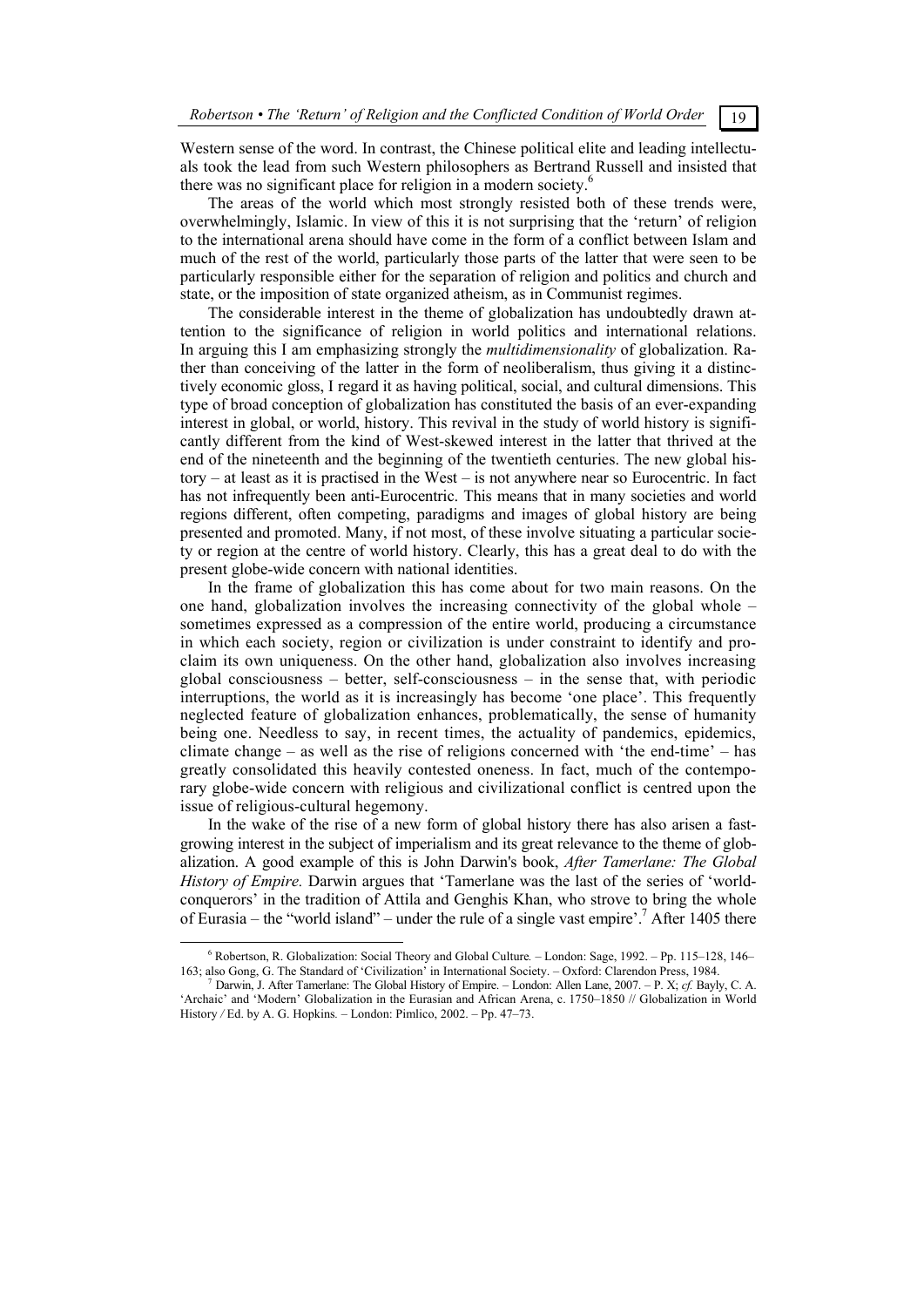Western sense of the word. In contrast, the Chinese political elite and leading intellectuals took the lead from such Western philosophers as Bertrand Russell and insisted that there was no significant place for religion in a modern society.[6]

The areas of the world which most strongly resisted both of these trends were, overwhelmingly, Islamic. In view of this it is not surprising that the 'return' of religion to the international arena should have come in the form of a conflict between Islam and much of the rest of the world, particularly those parts of the latter that were seen to be particularly responsible either for the separation of religion and politics and church and state, or the imposition of state organized atheism, as in Communist regimes.

The considerable interest in the theme of globalization has undoubtedly drawn attention to the significance of religion in world politics and international relations. In arguing this I am emphasizing strongly the *multidimensionality* of globalization. Rather than conceiving of the latter in the form of neoliberalism, thus giving it a distinctively economic gloss, I regard it as having political, social, and cultural dimensions. This type of broad conception of globalization has constituted the basis of an ever-expanding interest in global, or world, history. This revival in the study of world history is significantly different from the kind of West-skewed interest in the latter that thrived at the end of the nineteenth and the beginning of the twentieth centuries. The new global history – at least as it is practised in the West – is not anywhere near so Eurocentric. In fact has not infrequently been anti-Eurocentric. This means that in many societies and world regions different, often competing, paradigms and images of global history are being presented and promoted. Many, if not most, of these involve situating a particular society or region at the centre of world history. Clearly, this has a great deal to do with the present globe-wide concern with national identities.

In the frame of globalization this has come about for two main reasons. On the one hand, globalization involves the increasing connectivity of the global whole – sometimes expressed as a compression of the entire world, producing a circumstance in which each society, region or civilization is under constraint to identify and proclaim its own uniqueness. On the other hand, globalization also involves increasing global consciousness – better, self-consciousness – in the sense that, with periodic interruptions, the world as it is increasingly has become 'one place'. This frequently neglected feature of globalization enhances, problematically, the sense of humanity being one. Needless to say, in recent times, the actuality of pandemics, epidemics, climate change – as well as the rise of religions concerned with 'the end-time' – has greatly consolidated this heavily contested oneness. In fact, much of the contemporary globe-wide concern with religious and civilizational conflict is centred upon the issue of religious-cultural hegemony.

In the wake of the rise of a new form of global history there has also arisen a fast-growing interest in the subject of imperialism and its great relevance to the theme of globalization. A good example of this is John Darwin's book, *After Tamerlane: The Global History of Empire.* Darwin argues that 'Tamerlane was the last of the series of 'world-conquerors' in the tradition of Attila and Genghis Khan, who strove to bring the whole of Eurasia – the "world island" – under the rule of a single vast empire'.[7] After 1405 there

---

[6] Robertson, R. Globalization: Social Theory and Global Culture. – London: Sage, 1992. – Pp. 115–128, 146–163; also Gong, G. The Standard of 'Civilization' in International Society. – Oxford: Clarendon Press, 1984.

[7] Darwin, J. After Tamerlane: The Global History of Empire. – London: Allen Lane, 2007. – P. X; *cf.* Bayly, C. A. 'Archaic' and 'Modern' Globalization in the Eurasian and African Arena, c. 1750–1850 // Globalization in World History / Ed. by A. G. Hopkins. – London: Pimlico, 2002. – Pp. 47–73.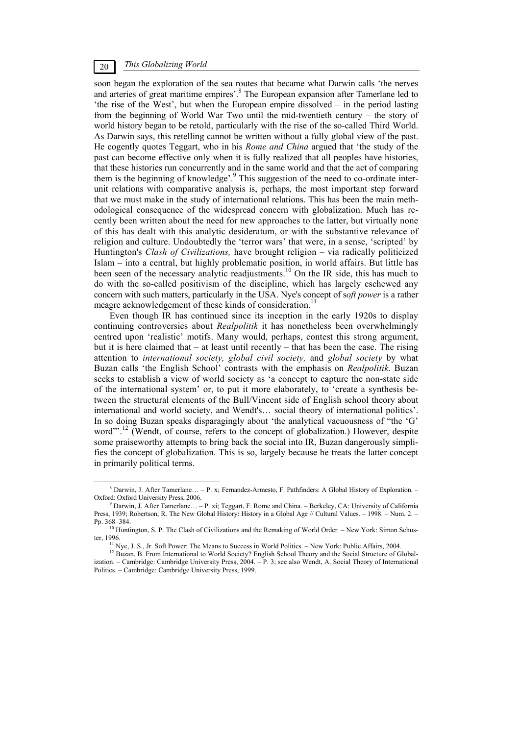soon began the exploration of the sea routes that became what Darwin calls 'the nerves and arteries of great maritime empires'.[8] The European expansion after Tamerlane led to 'the rise of the West', but when the European empire dissolved – in the period lasting from the beginning of World War Two until the mid-twentieth century – the story of world history began to be retold, particularly with the rise of the so-called Third World. As Darwin says, this retelling cannot be written without a fully global view of the past. He cogently quotes Teggart, who in his *Rome and China* argued that 'the study of the past can become effective only when it is fully realized that all peoples have histories, that these histories run concurrently and in the same world and that the act of comparing them is the beginning of knowledge'.[9] This suggestion of the need to co-ordinate inter-unit relations with comparative analysis is, perhaps, the most important step forward that we must make in the study of international relations. This has been the main methodological consequence of the widespread concern with globalization. Much has recently been written about the need for new approaches to the latter, but virtually none of this has dealt with this analytic desideratum, or with the substantive relevance of religion and culture. Undoubtedly the 'terror wars' that were, in a sense, 'scripted' by Huntington's *Clash of Civilizations,* have brought religion – via radically politicized Islam – into a central, but highly problematic position, in world affairs. But little has been seen of the necessary analytic readjustments.[10] On the IR side, this has much to do with the so-called positivism of the discipline, which has largely eschewed any concern with such matters, particularly in the USA. Nye's concept of *soft power* is a rather meagre acknowledgement of these kinds of consideration.[11]

Even though IR has continued since its inception in the early 1920s to display continuing controversies about *Realpolitik* it has nonetheless been overwhelmingly centred upon 'realistic' motifs. Many would, perhaps, contest this strong argument, but it is here claimed that – at least until recently – that has been the case. The rising attention to *international society, global civil society,* and *global society* by what Buzan calls 'the English School' contrasts with the emphasis on *Realpolitik.* Buzan seeks to establish a view of world society as 'a concept to capture the non-state side of the international system' or, to put it more elaborately, to 'create a synthesis between the structural elements of the Bull/Vincent side of English school theory about international and world society, and Wendt's… social theory of international politics'. In so doing Buzan speaks disparagingly about 'the analytical vacuousness of "the 'G' word"'.[12] (Wendt, of course, refers to the concept of globalization.) However, despite some praiseworthy attempts to bring back the social into IR, Buzan dangerously simplifies the concept of globalization. This is so, largely because he treats the latter concept in primarily political terms.

---

[8] Darwin, J. After Tamerlane… – P. x; Fernandez-Armesto, F. Pathfinders: A Global History of Exploration. – Oxford: Oxford University Press, 2006.

[9] Darwin, J. After Tamerlane… – P. xi; Teggart, F. Rome and China. – Berkeley, CA: University of California Press, 1939; Robertson, R. The New Global History: History in a Global Age // Cultural Values. – 1998. – Num. 2. – Pp. 368–384.

[10] Huntington, S. P. The Clash of Civilizations and the Remaking of World Order. – New York: Simon Schuster, 1996.

[11] Nye, J. S., Jr. Soft Power: The Means to Success in World Politics. – New York: Public Affairs, 2004.

[12] Buzan, B. From International to World Society? English School Theory and the Social Structure of Globalization. – Cambridge: Cambridge University Press, 2004. – P. 3; see also Wendt, A. Social Theory of International Politics. – Cambridge: Cambridge University Press, 1999.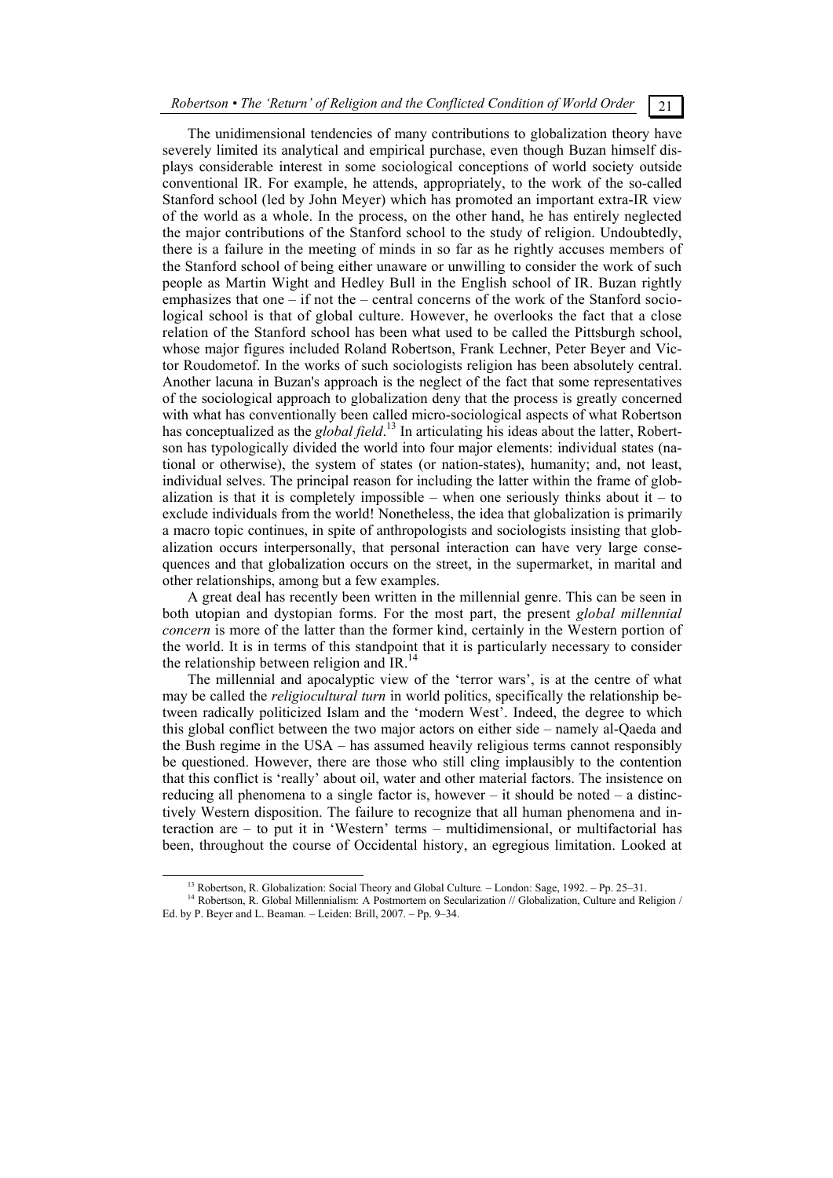The unidimensional tendencies of many contributions to globalization theory have severely limited its analytical and empirical purchase, even though Buzan himself displays considerable interest in some sociological conceptions of world society outside conventional IR. For example, he attends, appropriately, to the work of the so-called Stanford school (led by John Meyer) which has promoted an important extra-IR view of the world as a whole. In the process, on the other hand, he has entirely neglected the major contributions of the Stanford school to the study of religion. Undoubtedly, there is a failure in the meeting of minds in so far as he rightly accuses members of the Stanford school of being either unaware or unwilling to consider the work of such people as Martin Wight and Hedley Bull in the English school of IR. Buzan rightly emphasizes that one – if not the – central concerns of the work of the Stanford sociological school is that of global culture. However, he overlooks the fact that a close relation of the Stanford school has been what used to be called the Pittsburgh school, whose major figures included Roland Robertson, Frank Lechner, Peter Beyer and Victor Roudometof. In the works of such sociologists religion has been absolutely central. Another lacuna in Buzan's approach is the neglect of the fact that some representatives of the sociological approach to globalization deny that the process is greatly concerned with what has conventionally been called micro-sociological aspects of what Robertson has conceptualized as the *global field*.[13] In articulating his ideas about the latter, Robertson has typologically divided the world into four major elements: individual states (national or otherwise), the system of states (or nation-states), humanity; and, not least, individual selves. The principal reason for including the latter within the frame of globalization is that it is completely impossible – when one seriously thinks about it – to exclude individuals from the world! Nonetheless, the idea that globalization is primarily a macro topic continues, in spite of anthropologists and sociologists insisting that globalization occurs interpersonally, that personal interaction can have very large consequences and that globalization occurs on the street, in the supermarket, in marital and other relationships, among but a few examples.

A great deal has recently been written in the millennial genre. This can be seen in both utopian and dystopian forms. For the most part, the present *global millennial concern* is more of the latter than the former kind, certainly in the Western portion of the world. It is in terms of this standpoint that it is particularly necessary to consider the relationship between religion and IR.[14]

The millennial and apocalyptic view of the 'terror wars', is at the centre of what may be called the *religiocultural turn* in world politics, specifically the relationship between radically politicized Islam and the 'modern West'. Indeed, the degree to which this global conflict between the two major actors on either side – namely al-Qaeda and the Bush regime in the USA – has assumed heavily religious terms cannot responsibly be questioned. However, there are those who still cling implausibly to the contention that this conflict is 'really' about oil, water and other material factors. The insistence on reducing all phenomena to a single factor is, however – it should be noted – a distinctively Western disposition. The failure to recognize that all human phenomena and interaction are – to put it in 'Western' terms – multidimensional, or multifactorial has been, throughout the course of Occidental history, an egregious limitation. Looked at

---

[13] Robertson, R. Globalization: Social Theory and Global Culture. – London: Sage, 1992. – Pp. 25–31.

[14] Robertson, R. Global Millennialism: A Postmortem on Secularization // Globalization, Culture and Religion / Ed. by P. Beyer and L. Beaman. – Leiden: Brill, 2007. – Pp. 9–34.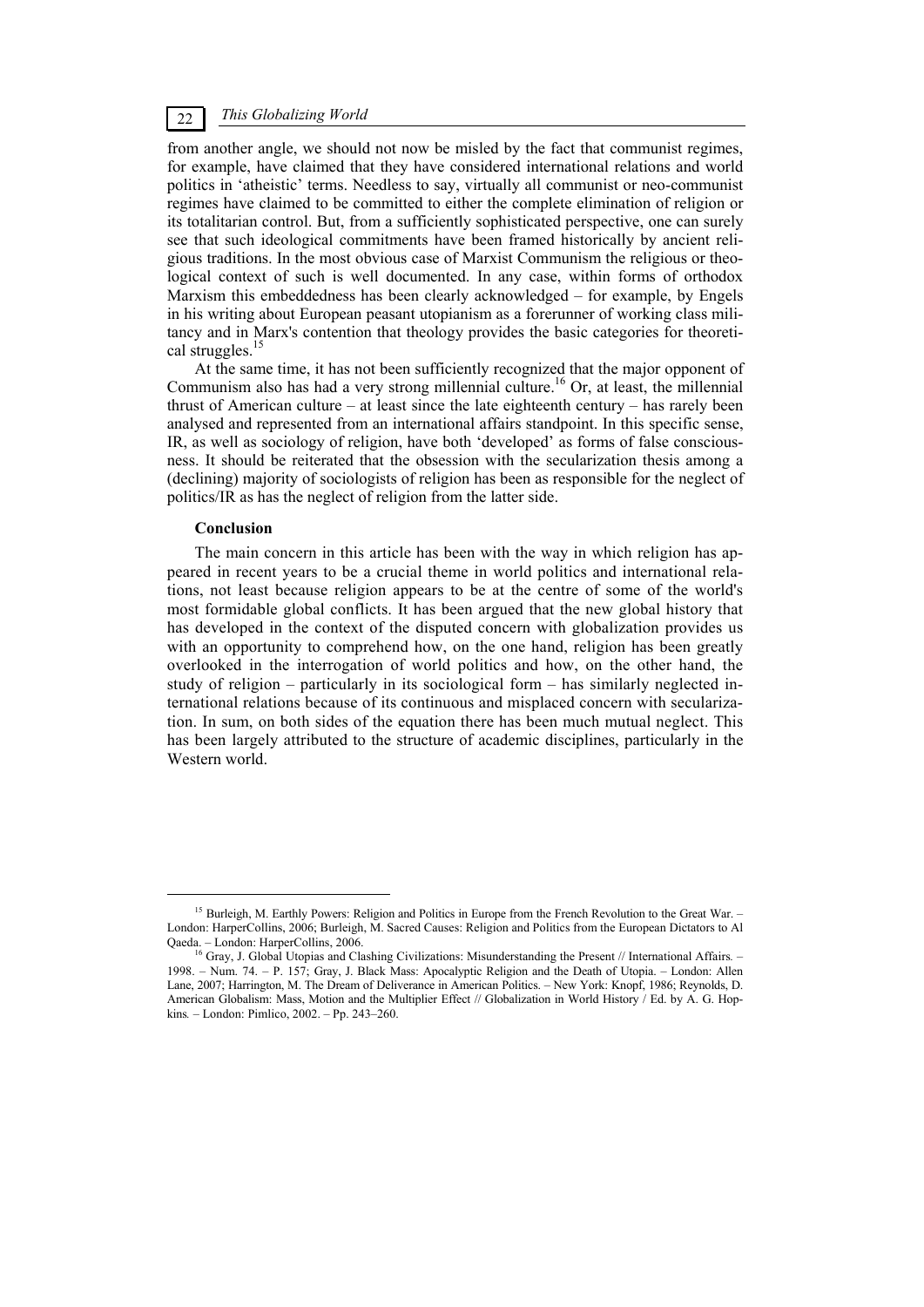from another angle, we should not now be misled by the fact that communist regimes, for example, have claimed that they have considered international relations and world politics in 'atheistic' terms. Needless to say, virtually all communist or neo-communist regimes have claimed to be committed to either the complete elimination of religion or its totalitarian control. But, from a sufficiently sophisticated perspective, one can surely see that such ideological commitments have been framed historically by ancient religious traditions. In the most obvious case of Marxist Communism the religious or theological context of such is well documented. In any case, within forms of orthodox Marxism this embeddedness has been clearly acknowledged – for example, by Engels in his writing about European peasant utopianism as a forerunner of working class militancy and in Marx's contention that theology provides the basic categories for theoretical struggles.[15]

At the same time, it has not been sufficiently recognized that the major opponent of Communism also has had a very strong millennial culture.[16] Or, at least, the millennial thrust of American culture – at least since the late eighteenth century – has rarely been analysed and represented from an international affairs standpoint. In this specific sense, IR, as well as sociology of religion, have both 'developed' as forms of false consciousness. It should be reiterated that the obsession with the secularization thesis among a (declining) majority of sociologists of religion has been as responsible for the neglect of politics/IR as has the neglect of religion from the latter side.

## Conclusion

The main concern in this article has been with the way in which religion has appeared in recent years to be a crucial theme in world politics and international relations, not least because religion appears to be at the centre of some of the world's most formidable global conflicts. It has been argued that the new global history that has developed in the context of the disputed concern with globalization provides us with an opportunity to comprehend how, on the one hand, religion has been greatly overlooked in the interrogation of world politics and how, on the other hand, the study of religion – particularly in its sociological form – has similarly neglected international relations because of its continuous and misplaced concern with secularization. In sum, on both sides of the equation there has been much mutual neglect. This has been largely attributed to the structure of academic disciplines, particularly in the Western world.

---

[15] Burleigh, M. Earthly Powers: Religion and Politics in Europe from the French Revolution to the Great War. – London: HarperCollins, 2006; Burleigh, M. Sacred Causes: Religion and Politics from the European Dictators to Al Qaeda. – London: HarperCollins, 2006.

[16] Gray, J. Global Utopias and Clashing Civilizations: Misunderstanding the Present // International Affairs. – 1998. – Num. 74. – P. 157; Gray, J. Black Mass: Apocalyptic Religion and the Death of Utopia. – London: Allen Lane, 2007; Harrington, M. The Dream of Deliverance in American Politics. – New York: Knopf, 1986; Reynolds, D. American Globalism: Mass, Motion and the Multiplier Effect // Globalization in World History / Ed. by A. G. Hopkins. – London: Pimlico, 2002. – Pp. 243–260.